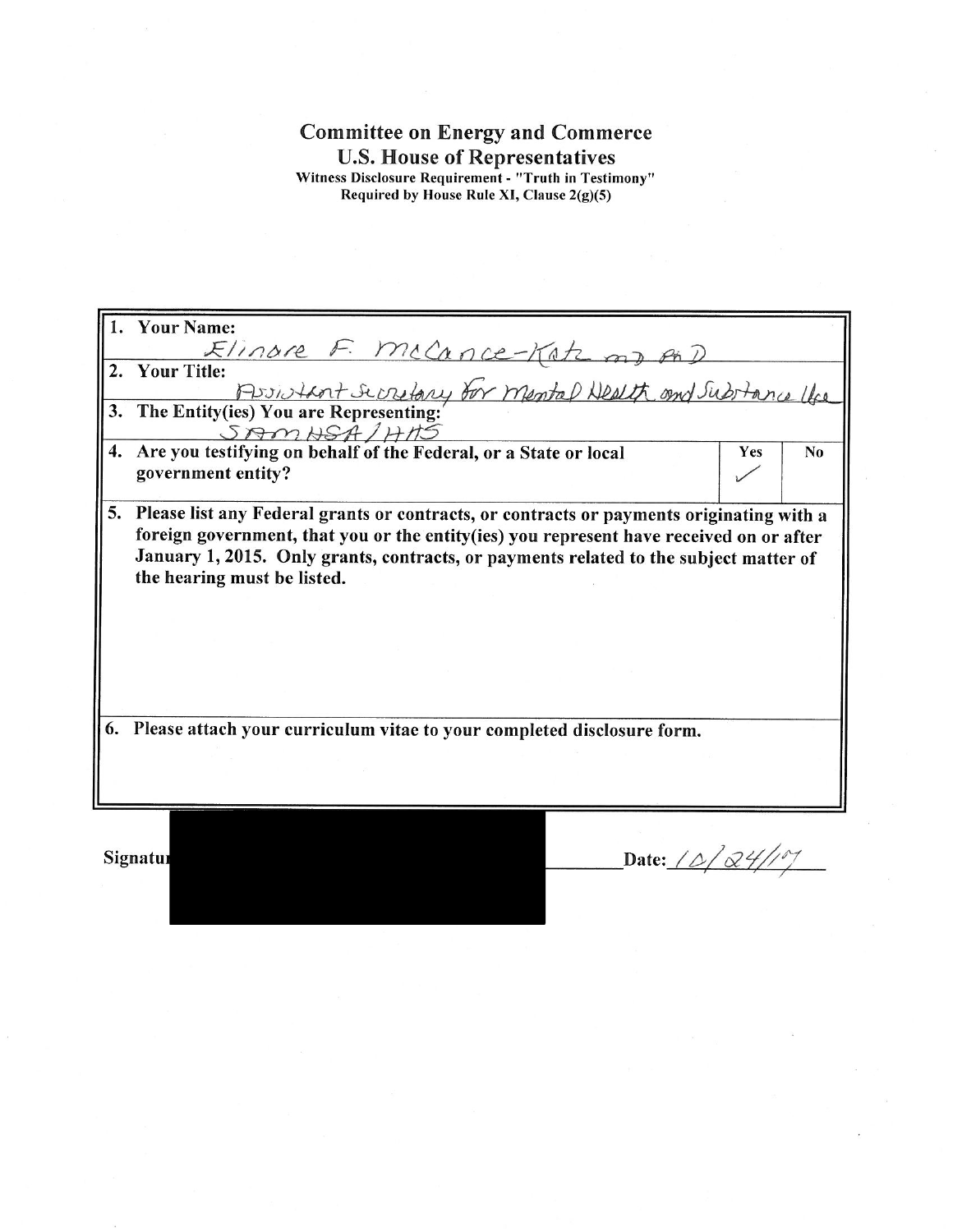# Committee on Energy and Commerce

## U.S. House of Representatives

**Witness Disclosure Requirement - "Truth in Testimony"**
**Required by House Rule XI, Clause 2(g)(5)**

**1. Your Name:**
Elinore F. McCance-Katz MD PhD

**2. Your Title:**
Assistant Secretary for Mental Health and Substance Use

**3. The Entity(ies) You are Representing:**
SAMHSA/HHS

| **4. Are you testifying on behalf of the Federal, or a State or local government entity?** | **Yes** | **No** |
|---|---|---|
| | ✓ | |

**5. Please list any Federal grants or contracts, or contracts or payments originating with a foreign government, that you or the entity(ies) you represent have received on or after January 1, 2015. Only grants, contracts, or payments related to the subject matter of the hearing must be listed.**

**6. Please attach your curriculum vitae to your completed disclosure form.**

**Signatu**[redacted] \_\_\_\_\_\_\_\_ **Date:** 10/24/17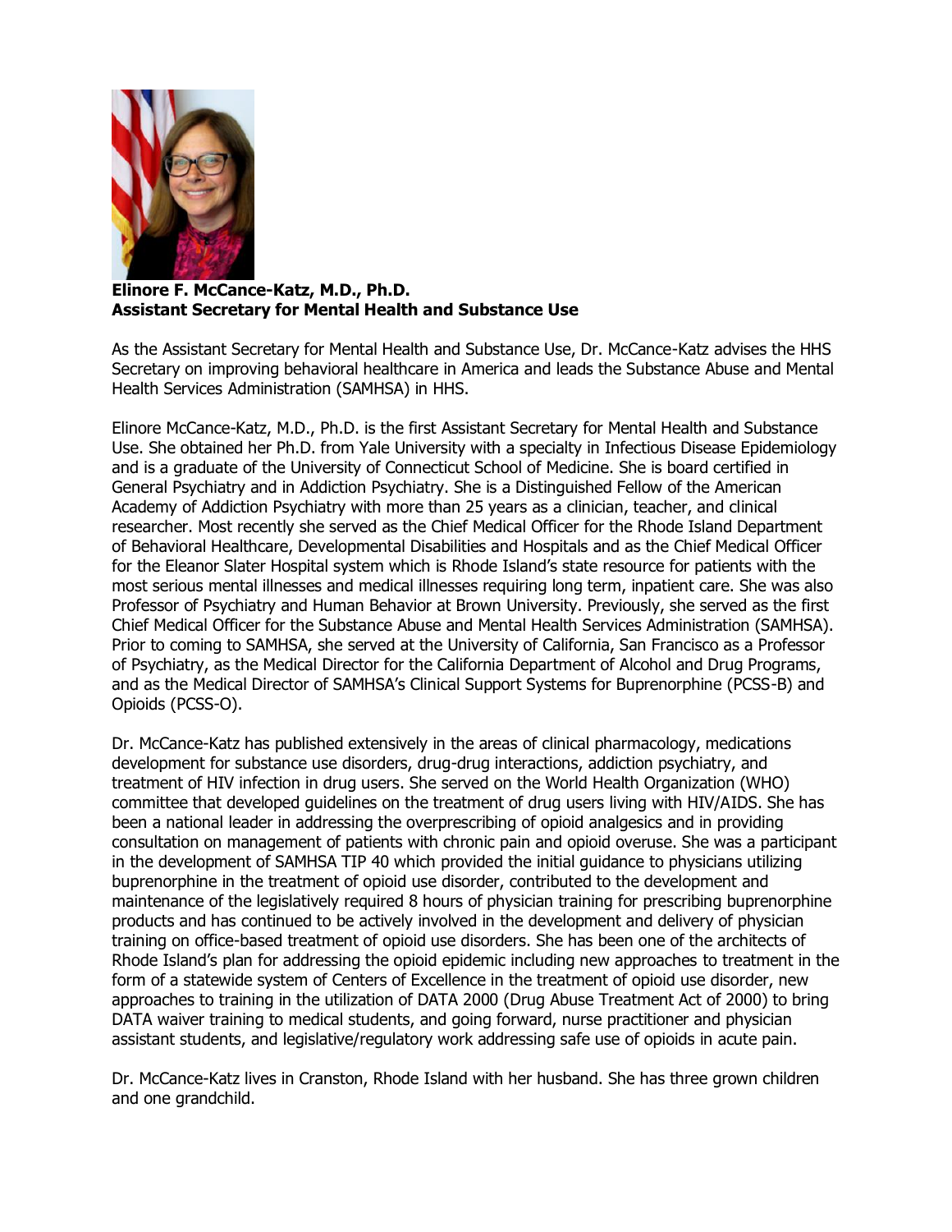**Elinore F. McCance-Katz, M.D., Ph.D.**
**Assistant Secretary for Mental Health and Substance Use**

As the Assistant Secretary for Mental Health and Substance Use, Dr. McCance-Katz advises the HHS Secretary on improving behavioral healthcare in America and leads the Substance Abuse and Mental Health Services Administration (SAMHSA) in HHS.

Elinore McCance-Katz, M.D., Ph.D. is the first Assistant Secretary for Mental Health and Substance Use. She obtained her Ph.D. from Yale University with a specialty in Infectious Disease Epidemiology and is a graduate of the University of Connecticut School of Medicine. She is board certified in General Psychiatry and in Addiction Psychiatry. She is a Distinguished Fellow of the American Academy of Addiction Psychiatry with more than 25 years as a clinician, teacher, and clinical researcher. Most recently she served as the Chief Medical Officer for the Rhode Island Department of Behavioral Healthcare, Developmental Disabilities and Hospitals and as the Chief Medical Officer for the Eleanor Slater Hospital system which is Rhode Island's state resource for patients with the most serious mental illnesses and medical illnesses requiring long term, inpatient care. She was also Professor of Psychiatry and Human Behavior at Brown University. Previously, she served as the first Chief Medical Officer for the Substance Abuse and Mental Health Services Administration (SAMHSA). Prior to coming to SAMHSA, she served at the University of California, San Francisco as a Professor of Psychiatry, as the Medical Director for the California Department of Alcohol and Drug Programs, and as the Medical Director of SAMHSA's Clinical Support Systems for Buprenorphine (PCSS-B) and Opioids (PCSS-O).

Dr. McCance-Katz has published extensively in the areas of clinical pharmacology, medications development for substance use disorders, drug-drug interactions, addiction psychiatry, and treatment of HIV infection in drug users. She served on the World Health Organization (WHO) committee that developed guidelines on the treatment of drug users living with HIV/AIDS. She has been a national leader in addressing the overprescribing of opioid analgesics and in providing consultation on management of patients with chronic pain and opioid overuse. She was a participant in the development of SAMHSA TIP 40 which provided the initial guidance to physicians utilizing buprenorphine in the treatment of opioid use disorder, contributed to the development and maintenance of the legislatively required 8 hours of physician training for prescribing buprenorphine products and has continued to be actively involved in the development and delivery of physician training on office-based treatment of opioid use disorders. She has been one of the architects of Rhode Island's plan for addressing the opioid epidemic including new approaches to treatment in the form of a statewide system of Centers of Excellence in the treatment of opioid use disorder, new approaches to training in the utilization of DATA 2000 (Drug Abuse Treatment Act of 2000) to bring DATA waiver training to medical students, and going forward, nurse practitioner and physician assistant students, and legislative/regulatory work addressing safe use of opioids in acute pain.

Dr. McCance-Katz lives in Cranston, Rhode Island with her husband. She has three grown children and one grandchild.